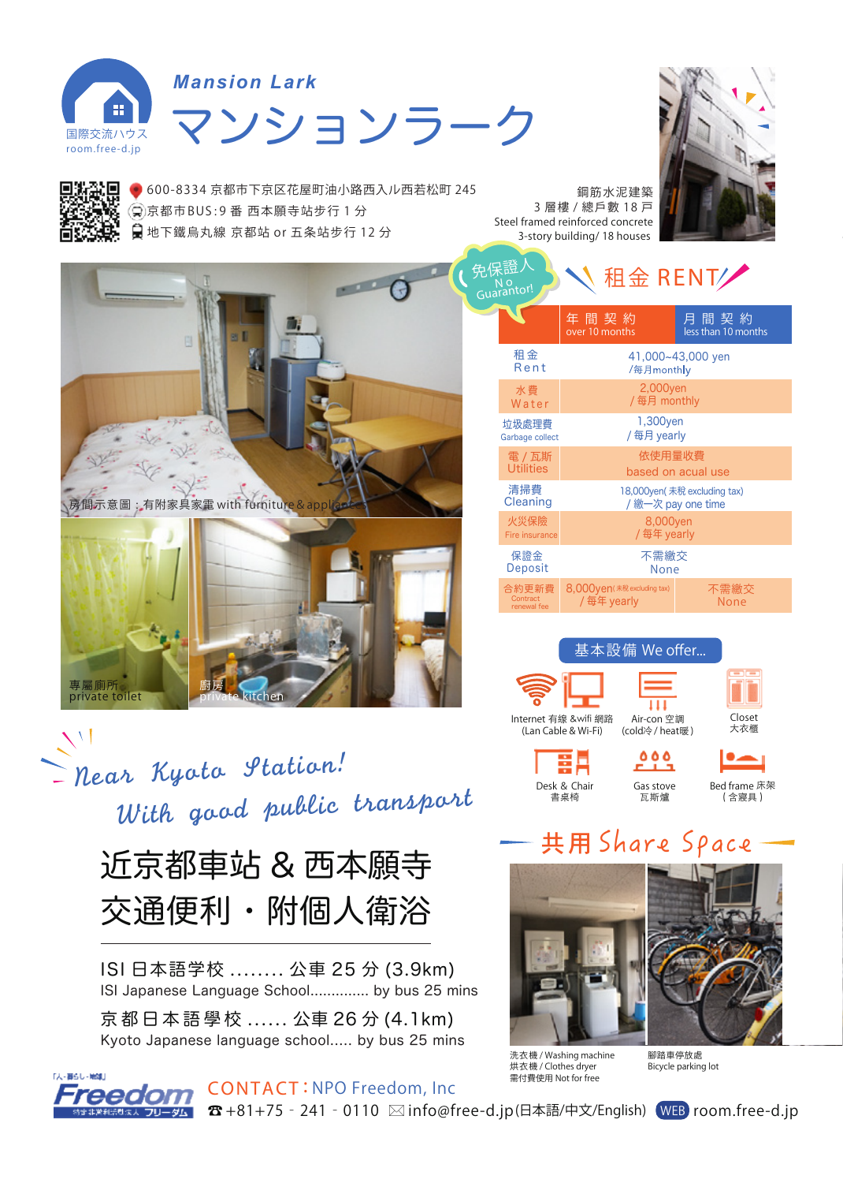国際交流ハウス
room.free-d.jp

# Mansion Lark
# マンションラーク

600-8334 京都市下京区花屋町油小路西入ル西若松町 245
京都市BUS：9 番 西本願寺站步行 1 分
地下鐵烏丸線 京都站 or 五条站步行 12 分

鋼筋水泥建築
3 層樓 / 總戶數 18 戶
Steel framed reinforced concrete
3-story building/ 18 houses

房間示意圖：有附家具家電 with furniture & appliances

專屬廁所
private toilet

廚房
private kitchen

免保證人 No Guarantor!

## 租金 RENT

| | 年間契約 over 10 months | 月間契約 less than 10 months |
|---|---|---|
| 租金 Rent | 41,000~43,000 yen / 每月monthly | |
| 水費 Water | 2,000yen / 每月 monthly | |
| 垃圾處理費 Garbage collect | 1,300yen / 每月 yearly | |
| 電 / 瓦斯 Utilities | 依使用量收費 based on actual use | |
| 清掃費 Cleaning | 18,000yen( 未稅 excluding tax) / 繳一次 pay one time | |
| 火災保險 Fire insurance | 8,000yen / 每年 yearly | |
| 保證金 Deposit | 不需繳交 None | |
| 合約更新費 Contract renewal fee | 8,000yen( 未稅 excluding tax) / 每年 yearly | 不需繳交 None |

## 基本設備 We offer...

- Internet 有線 &wifi 網路 (Lan Cable & Wi-Fi)
- Air-con 空調 (cold冷 / heat暖)
- Closet 大衣櫃
- Desk & Chair 書桌椅
- Gas stove 瓦斯爐
- Bed frame 床架 ( 含寢具 )

## 共用 Share Space

洗衣機 / Washing machine
烘衣機 / Clothes dryer
需付費使用 Not for free

腳踏車停放處
Bicycle parking lot

*Near Kyoto Station!*
*With good public transport*

## 近京都車站 & 西本願寺
## 交通便利・附個人衛浴

ISI 日本語学校 ........ 公車 25 分 (3.9km)
ISI Japanese Language School.............. by bus 25 mins

京都日本語學校 ...... 公車 26 分 (4.1km)
Kyoto Japanese language school..... by bus 25 mins

「人・暮らし・地域」
Freedom 特定非営利活動法人 フリーダム

CONTACT：NPO Freedom, Inc
☎ +81+75 - 241 - 0110 ✉ info@free-d.jp(日本語/中文/English) WEB room.free-d.jp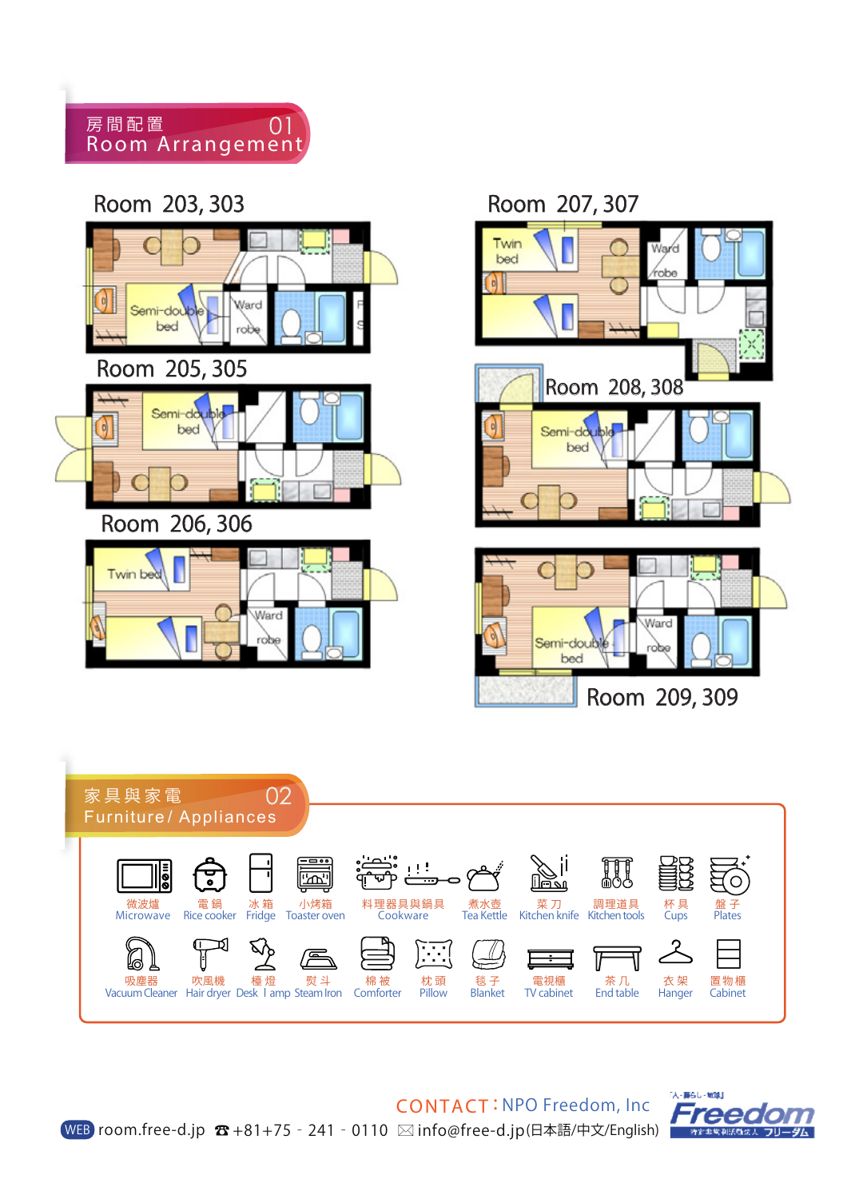## 房間配置 01
## Room Arrangement

Room 203, 303

Semi-double bed
Wardrobe

Room 205, 305

Semi-double bed

Room 206, 306

Twin bed
Wardrobe

Room 207, 307

Twin bed
Wardrobe

Room 208, 308

Semi-double bed

Room 209, 309

Semi-double bed
Wardrobe

## 家具與家電 02
## Furniture/ Appliances

微波爐 Microwave
電鍋 Rice cooker
冰箱 Fridge
小烤箱 Toaster oven
料理器具與鍋具 Cookware
煮水壺 Tea Kettle
菜刀 Kitchen knife
調理道具 Kitchen tools
杯具 Cups
盤子 Plates
吸塵器 Vacuum Cleaner
吹風機 Hair dryer
檯燈 Desk lamp
熨斗 Steam Iron
棉被 Comforter
枕頭 Pillow
毯子 Blanket
電視櫃 TV cabinet
茶几 End table
衣架 Hanger
置物櫃 Cabinet

CONTACT：NPO Freedom, Inc

WEB room.free-d.jp ☎ +81+75 - 241 - 0110 ✉ info@free-d.jp(日本語/中文/English)

Freedom